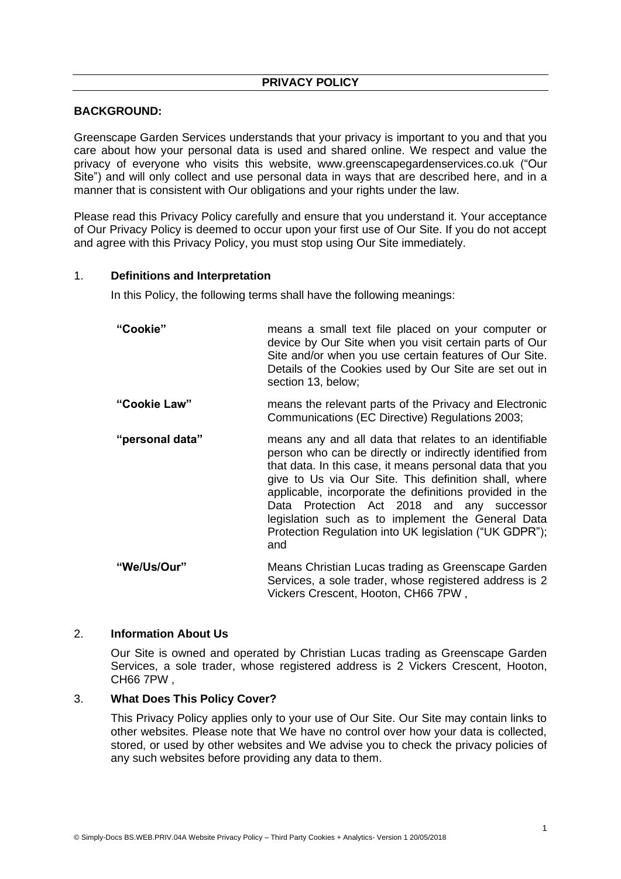# PRIVACY POLICY

## BACKGROUND:

Greenscape Garden Services understands that your privacy is important to you and that you care about how your personal data is used and shared online. We respect and value the privacy of everyone who visits this website, www.greenscapegardenservices.co.uk ("Our Site") and will only collect and use personal data in ways that are described here, and in a manner that is consistent with Our obligations and your rights under the law.

Please read this Privacy Policy carefully and ensure that you understand it. Your acceptance of Our Privacy Policy is deemed to occur upon your first use of Our Site. If you do not accept and agree with this Privacy Policy, you must stop using Our Site immediately.

## 1. Definitions and Interpretation

In this Policy, the following terms shall have the following meanings:

| | |
|---|---|
| **"Cookie"** | means a small text file placed on your computer or device by Our Site when you visit certain parts of Our Site and/or when you use certain features of Our Site. Details of the Cookies used by Our Site are set out in section 13, below; |
| **"Cookie Law"** | means the relevant parts of the Privacy and Electronic Communications (EC Directive) Regulations 2003; |
| **"personal data"** | means any and all data that relates to an identifiable person who can be directly or indirectly identified from that data. In this case, it means personal data that you give to Us via Our Site. This definition shall, where applicable, incorporate the definitions provided in the Data Protection Act 2018 and any successor legislation such as to implement the General Data Protection Regulation into UK legislation ("UK GDPR"); and |
| **"We/Us/Our"** | Means Christian Lucas trading as Greenscape Garden Services, a sole trader, whose registered address is 2 Vickers Crescent, Hooton, CH66 7PW , |

## 2. Information About Us

Our Site is owned and operated by Christian Lucas trading as Greenscape Garden Services, a sole trader, whose registered address is 2 Vickers Crescent, Hooton, CH66 7PW ,

## 3. What Does This Policy Cover?

This Privacy Policy applies only to your use of Our Site. Our Site may contain links to other websites. Please note that We have no control over how your data is collected, stored, or used by other websites and We advise you to check the privacy policies of any such websites before providing any data to them.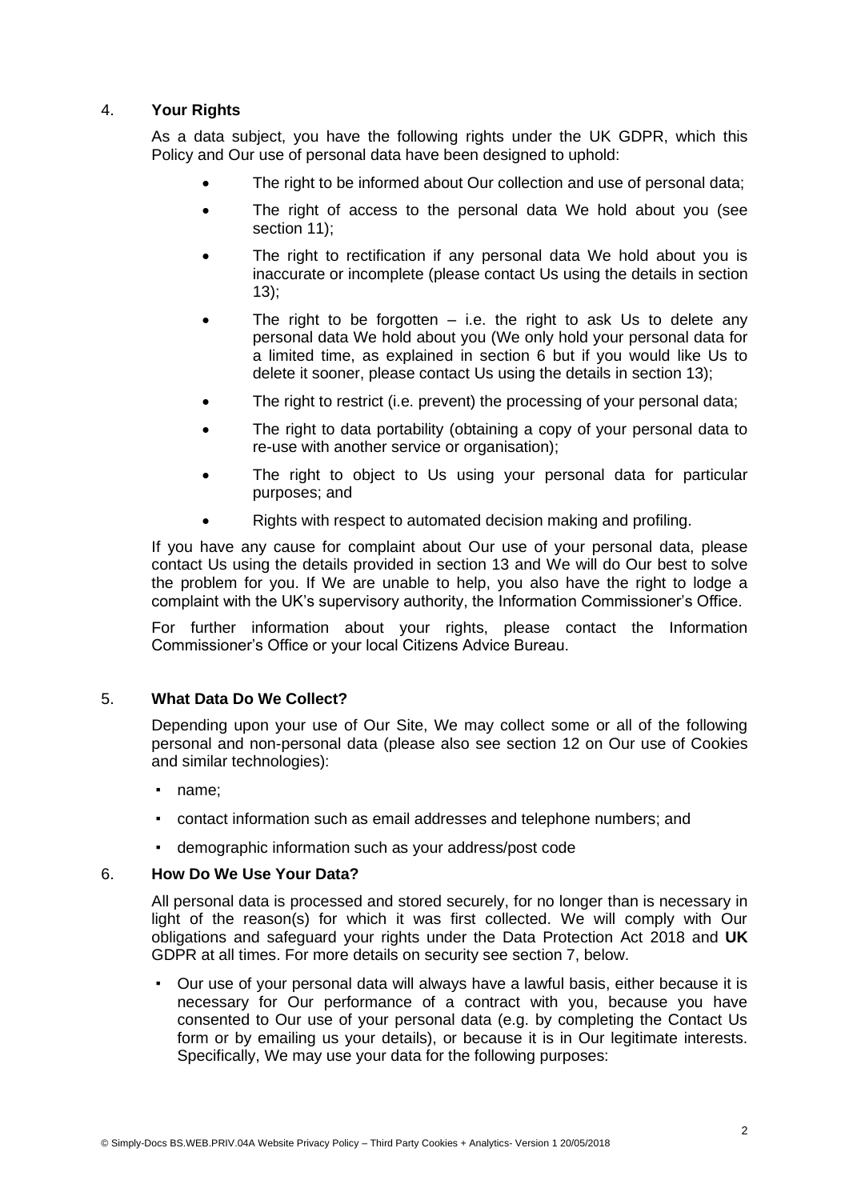## 4. **Your Rights**

As a data subject, you have the following rights under the UK GDPR, which this Policy and Our use of personal data have been designed to uphold:

- The right to be informed about Our collection and use of personal data;
- The right of access to the personal data We hold about you (see section 11);
- The right to rectification if any personal data We hold about you is inaccurate or incomplete (please contact Us using the details in section 13);
- The right to be forgotten – i.e. the right to ask Us to delete any personal data We hold about you (We only hold your personal data for a limited time, as explained in section 6 but if you would like Us to delete it sooner, please contact Us using the details in section 13);
- The right to restrict (i.e. prevent) the processing of your personal data;
- The right to data portability (obtaining a copy of your personal data to re-use with another service or organisation);
- The right to object to Us using your personal data for particular purposes; and
- Rights with respect to automated decision making and profiling.

If you have any cause for complaint about Our use of your personal data, please contact Us using the details provided in section 13 and We will do Our best to solve the problem for you. If We are unable to help, you also have the right to lodge a complaint with the UK's supervisory authority, the Information Commissioner's Office.

For further information about your rights, please contact the Information Commissioner's Office or your local Citizens Advice Bureau.

## 5. **What Data Do We Collect?**

Depending upon your use of Our Site, We may collect some or all of the following personal and non-personal data (please also see section 12 on Our use of Cookies and similar technologies):

- name;
- contact information such as email addresses and telephone numbers; and
- demographic information such as your address/post code

## 6. **How Do We Use Your Data?**

All personal data is processed and stored securely, for no longer than is necessary in light of the reason(s) for which it was first collected. We will comply with Our obligations and safeguard your rights under the Data Protection Act 2018 and **UK** GDPR at all times. For more details on security see section 7, below.

- Our use of your personal data will always have a lawful basis, either because it is necessary for Our performance of a contract with you, because you have consented to Our use of your personal data (e.g. by completing the Contact Us form or by emailing us your details), or because it is in Our legitimate interests. Specifically, We may use your data for the following purposes:

© Simply-Docs BS.WEB.PRIV.04A Website Privacy Policy – Third Party Cookies + Analytics- Version 1 20/05/2018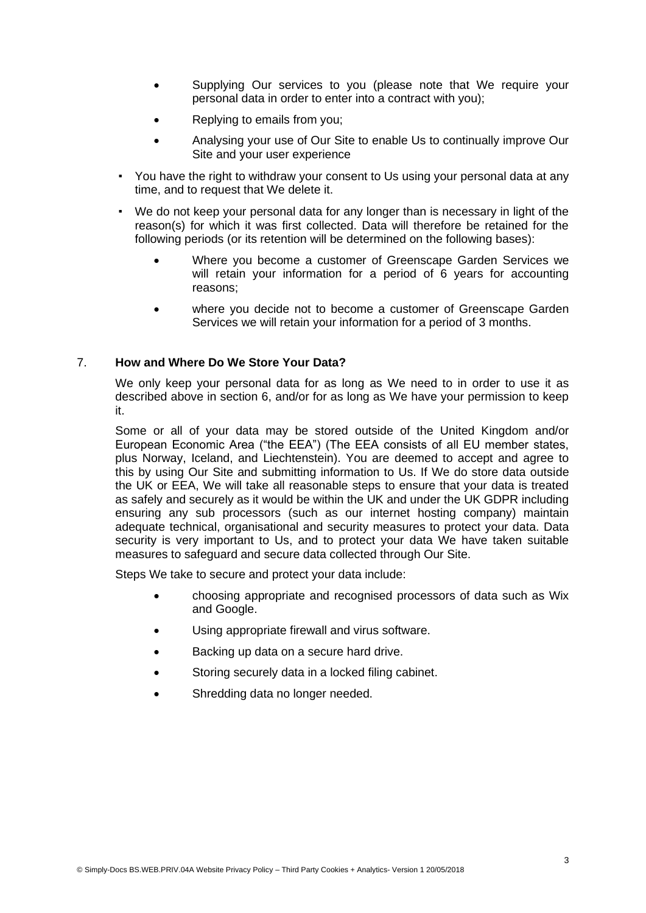- Supplying Our services to you (please note that We require your personal data in order to enter into a contract with you);
- Replying to emails from you;
- Analysing your use of Our Site to enable Us to continually improve Our Site and your user experience

▪ You have the right to withdraw your consent to Us using your personal data at any time, and to request that We delete it.

▪ We do not keep your personal data for any longer than is necessary in light of the reason(s) for which it was first collected. Data will therefore be retained for the following periods (or its retention will be determined on the following bases):

  - Where you become a customer of Greenscape Garden Services we will retain your information for a period of 6 years for accounting reasons;
  - where you decide not to become a customer of Greenscape Garden Services we will retain your information for a period of 3 months.

## 7. **How and Where Do We Store Your Data?**

We only keep your personal data for as long as We need to in order to use it as described above in section 6, and/or for as long as We have your permission to keep it.

Some or all of your data may be stored outside of the United Kingdom and/or European Economic Area ("the EEA") (The EEA consists of all EU member states, plus Norway, Iceland, and Liechtenstein). You are deemed to accept and agree to this by using Our Site and submitting information to Us. If We do store data outside the UK or EEA, We will take all reasonable steps to ensure that your data is treated as safely and securely as it would be within the UK and under the UK GDPR including ensuring any sub processors (such as our internet hosting company) maintain adequate technical, organisational and security measures to protect your data. Data security is very important to Us, and to protect your data We have taken suitable measures to safeguard and secure data collected through Our Site.

Steps We take to secure and protect your data include:

- choosing appropriate and recognised processors of data such as Wix and Google.
- Using appropriate firewall and virus software.
- Backing up data on a secure hard drive.
- Storing securely data in a locked filing cabinet.
- Shredding data no longer needed.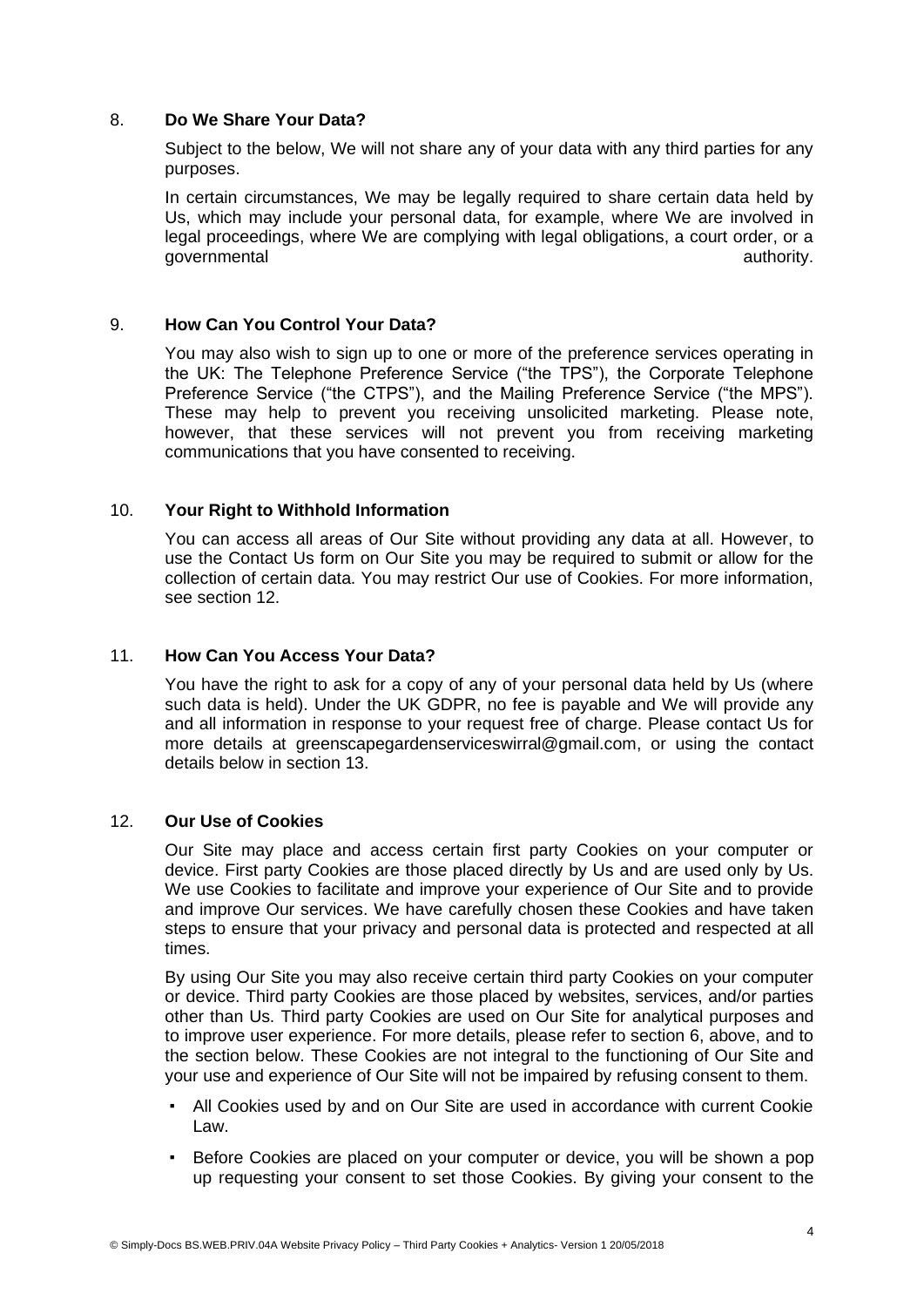## 8. **Do We Share Your Data?**

Subject to the below, We will not share any of your data with any third parties for any purposes.

In certain circumstances, We may be legally required to share certain data held by Us, which may include your personal data, for example, where We are involved in legal proceedings, where We are complying with legal obligations, a court order, or a governmental authority.

## 9. **How Can You Control Your Data?**

You may also wish to sign up to one or more of the preference services operating in the UK: The Telephone Preference Service ("the TPS"), the Corporate Telephone Preference Service ("the CTPS"), and the Mailing Preference Service ("the MPS"). These may help to prevent you receiving unsolicited marketing. Please note, however, that these services will not prevent you from receiving marketing communications that you have consented to receiving.

## 10. **Your Right to Withhold Information**

You can access all areas of Our Site without providing any data at all. However, to use the Contact Us form on Our Site you may be required to submit or allow for the collection of certain data. You may restrict Our use of Cookies. For more information, see section 12.

## 11. **How Can You Access Your Data?**

You have the right to ask for a copy of any of your personal data held by Us (where such data is held). Under the UK GDPR, no fee is payable and We will provide any and all information in response to your request free of charge. Please contact Us for more details at greenscapegardenserviceswirral@gmail.com, or using the contact details below in section 13.

## 12. **Our Use of Cookies**

Our Site may place and access certain first party Cookies on your computer or device. First party Cookies are those placed directly by Us and are used only by Us. We use Cookies to facilitate and improve your experience of Our Site and to provide and improve Our services. We have carefully chosen these Cookies and have taken steps to ensure that your privacy and personal data is protected and respected at all times.

By using Our Site you may also receive certain third party Cookies on your computer or device. Third party Cookies are those placed by websites, services, and/or parties other than Us. Third party Cookies are used on Our Site for analytical purposes and to improve user experience. For more details, please refer to section 6, above, and to the section below. These Cookies are not integral to the functioning of Our Site and your use and experience of Our Site will not be impaired by refusing consent to them.

- All Cookies used by and on Our Site are used in accordance with current Cookie Law.
- Before Cookies are placed on your computer or device, you will be shown a pop up requesting your consent to set those Cookies. By giving your consent to the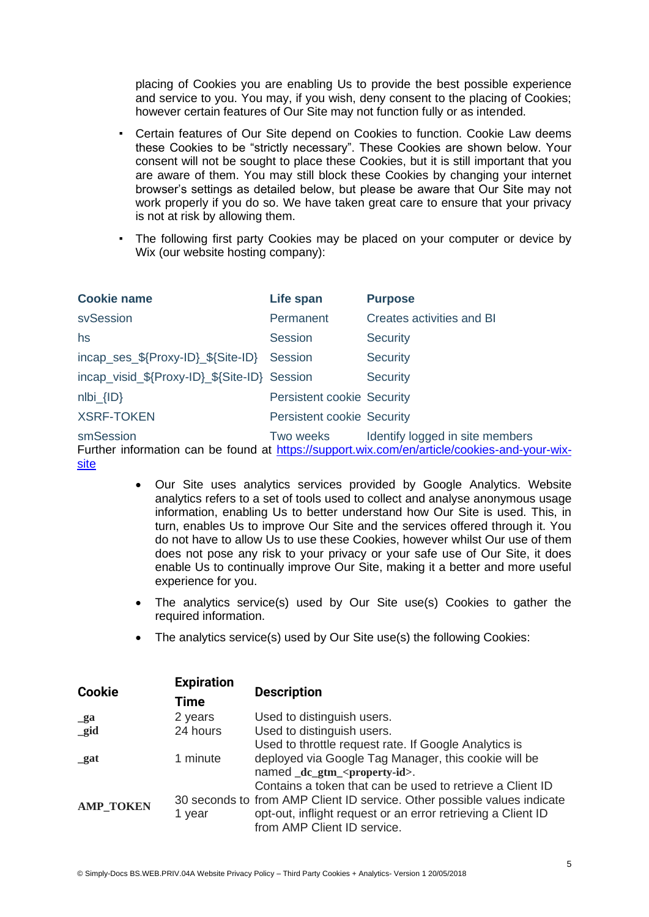placing of Cookies you are enabling Us to provide the best possible experience and service to you. You may, if you wish, deny consent to the placing of Cookies; however certain features of Our Site may not function fully or as intended.

- Certain features of Our Site depend on Cookies to function. Cookie Law deems these Cookies to be "strictly necessary". These Cookies are shown below. Your consent will not be sought to place these Cookies, but it is still important that you are aware of them. You may still block these Cookies by changing your internet browser's settings as detailed below, but please be aware that Our Site may not work properly if you do so. We have taken great care to ensure that your privacy is not at risk by allowing them.
- The following first party Cookies may be placed on your computer or device by Wix (our website hosting company):

| Cookie name | Life span | Purpose |
|---|---|---|
| svSession | Permanent | Creates activities and BI |
| hs | Session | Security |
| incap_ses_${Proxy-ID}_${Site-ID} | Session | Security |
| incap_visid_${Proxy-ID}_${Site-ID} | Session | Security |
| nlbi_{ID} | Persistent cookie | Security |
| XSRF-TOKEN | Persistent cookie | Security |
| smSession | Two weeks | Identify logged in site members |

Further information can be found at [https://support.wix.com/en/article/cookies-and-your-wix-site](https://support.wix.com/en/article/cookies-and-your-wix-site)

- Our Site uses analytics services provided by Google Analytics. Website analytics refers to a set of tools used to collect and analyse anonymous usage information, enabling Us to better understand how Our Site is used. This, in turn, enables Us to improve Our Site and the services offered through it. You do not have to allow Us to use these Cookies, however whilst Our use of them does not pose any risk to your privacy or your safe use of Our Site, it does enable Us to continually improve Our Site, making it a better and more useful experience for you.
- The analytics service(s) used by Our Site use(s) Cookies to gather the required information.
- The analytics service(s) used by Our Site use(s) the following Cookies:

| Cookie | Expiration Time | Description |
|---|---|---|
| **_ga** | 2 years | Used to distinguish users. |
| **_gid** | 24 hours | Used to distinguish users. |
| **_gat** | 1 minute | Used to throttle request rate. If Google Analytics is deployed via Google Tag Manager, this cookie will be named **_dc_gtm_<property-id>**. |
| **AMP_TOKEN** | 30 seconds to 1 year | Contains a token that can be used to retrieve a Client ID from AMP Client ID service. Other possible values indicate opt-out, inflight request or an error retrieving a Client ID from AMP Client ID service. |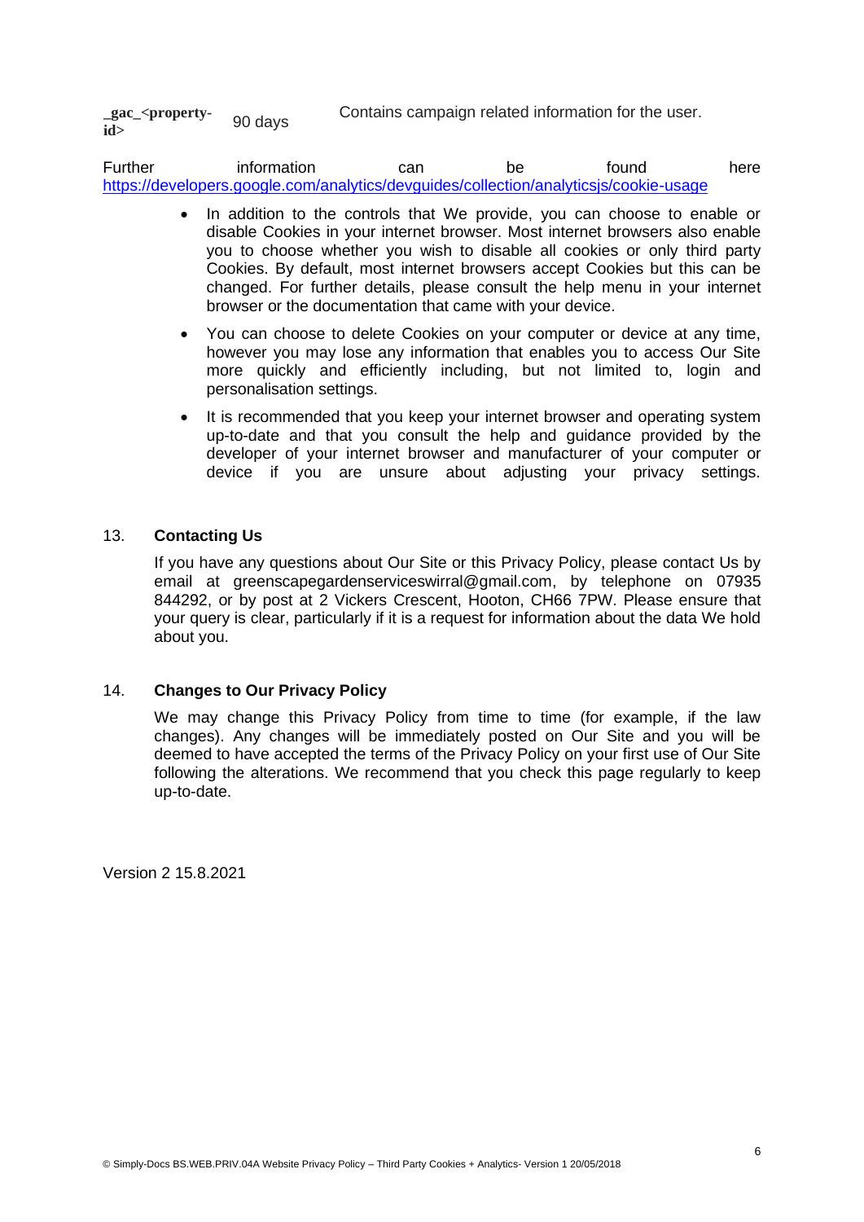| | | |
|---|---|---|
| **_gac_<property-id>** | 90 days | Contains campaign related information for the user. |

Further information can be found here https://developers.google.com/analytics/devguides/collection/analyticsjs/cookie-usage

- In addition to the controls that We provide, you can choose to enable or disable Cookies in your internet browser. Most internet browsers also enable you to choose whether you wish to disable all cookies or only third party Cookies. By default, most internet browsers accept Cookies but this can be changed. For further details, please consult the help menu in your internet browser or the documentation that came with your device.
- You can choose to delete Cookies on your computer or device at any time, however you may lose any information that enables you to access Our Site more quickly and efficiently including, but not limited to, login and personalisation settings.
- It is recommended that you keep your internet browser and operating system up-to-date and that you consult the help and guidance provided by the developer of your internet browser and manufacturer of your computer or device if you are unsure about adjusting your privacy settings.

## 13. Contacting Us

If you have any questions about Our Site or this Privacy Policy, please contact Us by email at greenscapegardenserviceswirral@gmail.com, by telephone on 07935 844292, or by post at 2 Vickers Crescent, Hooton, CH66 7PW. Please ensure that your query is clear, particularly if it is a request for information about the data We hold about you.

## 14. Changes to Our Privacy Policy

We may change this Privacy Policy from time to time (for example, if the law changes). Any changes will be immediately posted on Our Site and you will be deemed to have accepted the terms of the Privacy Policy on your first use of Our Site following the alterations. We recommend that you check this page regularly to keep up-to-date.

Version 2 15.8.2021